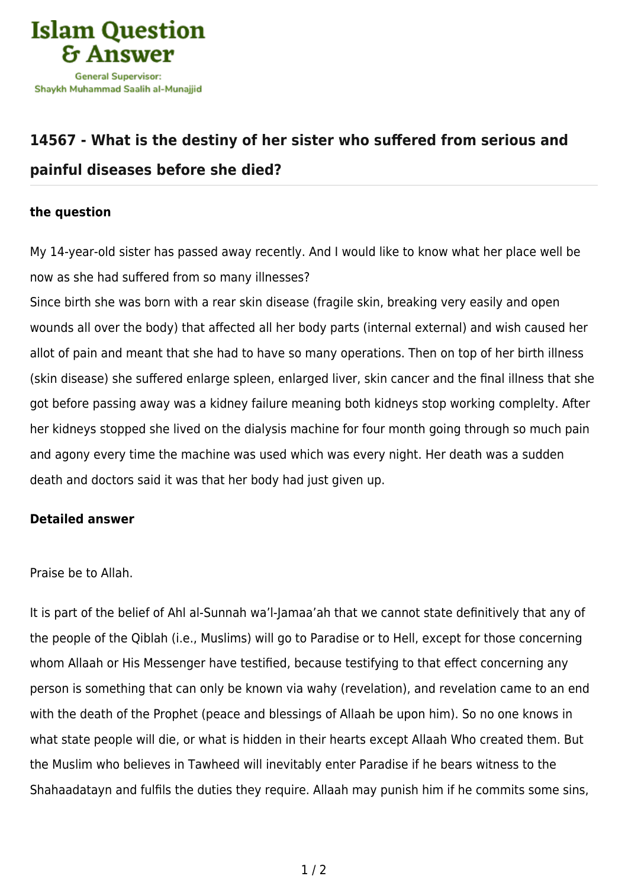Islam Question & Answer

General Supervisor: Shaykh Muhammad Saalih al-Munajjid

## 14567 - What is the destiny of her sister who suffered from serious and painful diseases before she died?

### the question

My 14-year-old sister has passed away recently. And I would like to know what her place well be now as she had suffered from so many illnesses?
Since birth she was born with a rear skin disease (fragile skin, breaking very easily and open wounds all over the body) that affected all her body parts (internal external) and wish caused her allot of pain and meant that she had to have so many operations. Then on top of her birth illness (skin disease) she suffered enlarge spleen, enlarged liver, skin cancer and the final illness that she got before passing away was a kidney failure meaning both kidneys stop working complelty. After her kidneys stopped she lived on the dialysis machine for four month going through so much pain and agony every time the machine was used which was every night. Her death was a sudden death and doctors said it was that her body had just given up.

### Detailed answer

Praise be to Allah.

It is part of the belief of Ahl al-Sunnah wa'l-Jamaa'ah that we cannot state definitively that any of the people of the Qiblah (i.e., Muslims) will go to Paradise or to Hell, except for those concerning whom Allaah or His Messenger have testified, because testifying to that effect concerning any person is something that can only be known via wahy (revelation), and revelation came to an end with the death of the Prophet (peace and blessings of Allaah be upon him). So no one knows in what state people will die, or what is hidden in their hearts except Allaah Who created them. But the Muslim who believes in Tawheed will inevitably enter Paradise if he bears witness to the Shahaadatayn and fulfils the duties they require. Allaah may punish him if he commits some sins,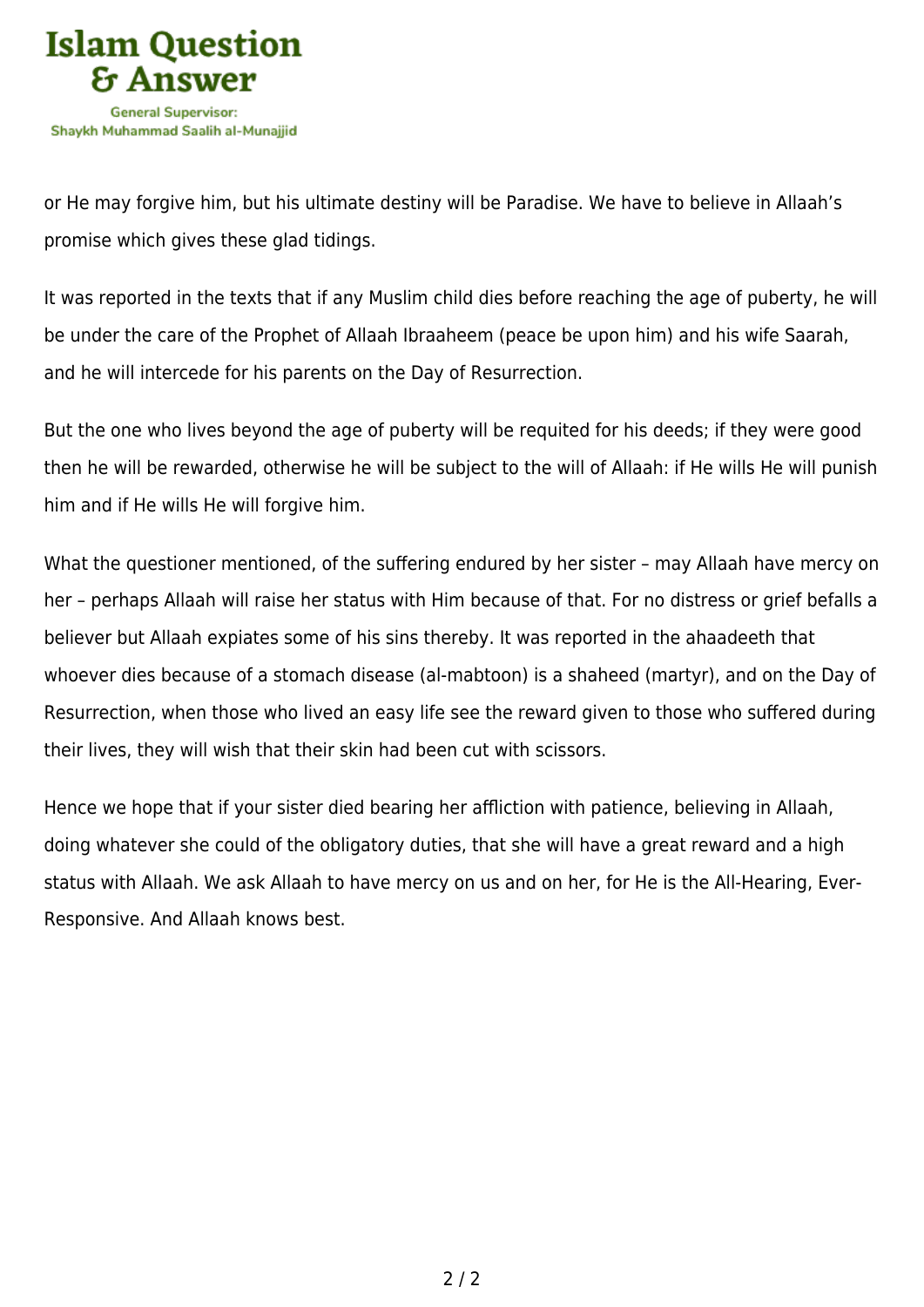or He may forgive him, but his ultimate destiny will be Paradise. We have to believe in Allaah's promise which gives these glad tidings.

It was reported in the texts that if any Muslim child dies before reaching the age of puberty, he will be under the care of the Prophet of Allaah Ibraaheem (peace be upon him) and his wife Saarah, and he will intercede for his parents on the Day of Resurrection.

But the one who lives beyond the age of puberty will be requited for his deeds; if they were good then he will be rewarded, otherwise he will be subject to the will of Allaah: if He wills He will punish him and if He wills He will forgive him.

What the questioner mentioned, of the suffering endured by her sister – may Allaah have mercy on her – perhaps Allaah will raise her status with Him because of that. For no distress or grief befalls a believer but Allaah expiates some of his sins thereby. It was reported in the ahaadeeth that whoever dies because of a stomach disease (al-mabtoon) is a shaheed (martyr), and on the Day of Resurrection, when those who lived an easy life see the reward given to those who suffered during their lives, they will wish that their skin had been cut with scissors.

Hence we hope that if your sister died bearing her affliction with patience, believing in Allaah, doing whatever she could of the obligatory duties, that she will have a great reward and a high status with Allaah. We ask Allaah to have mercy on us and on her, for He is the All-Hearing, Ever-Responsive. And Allaah knows best.